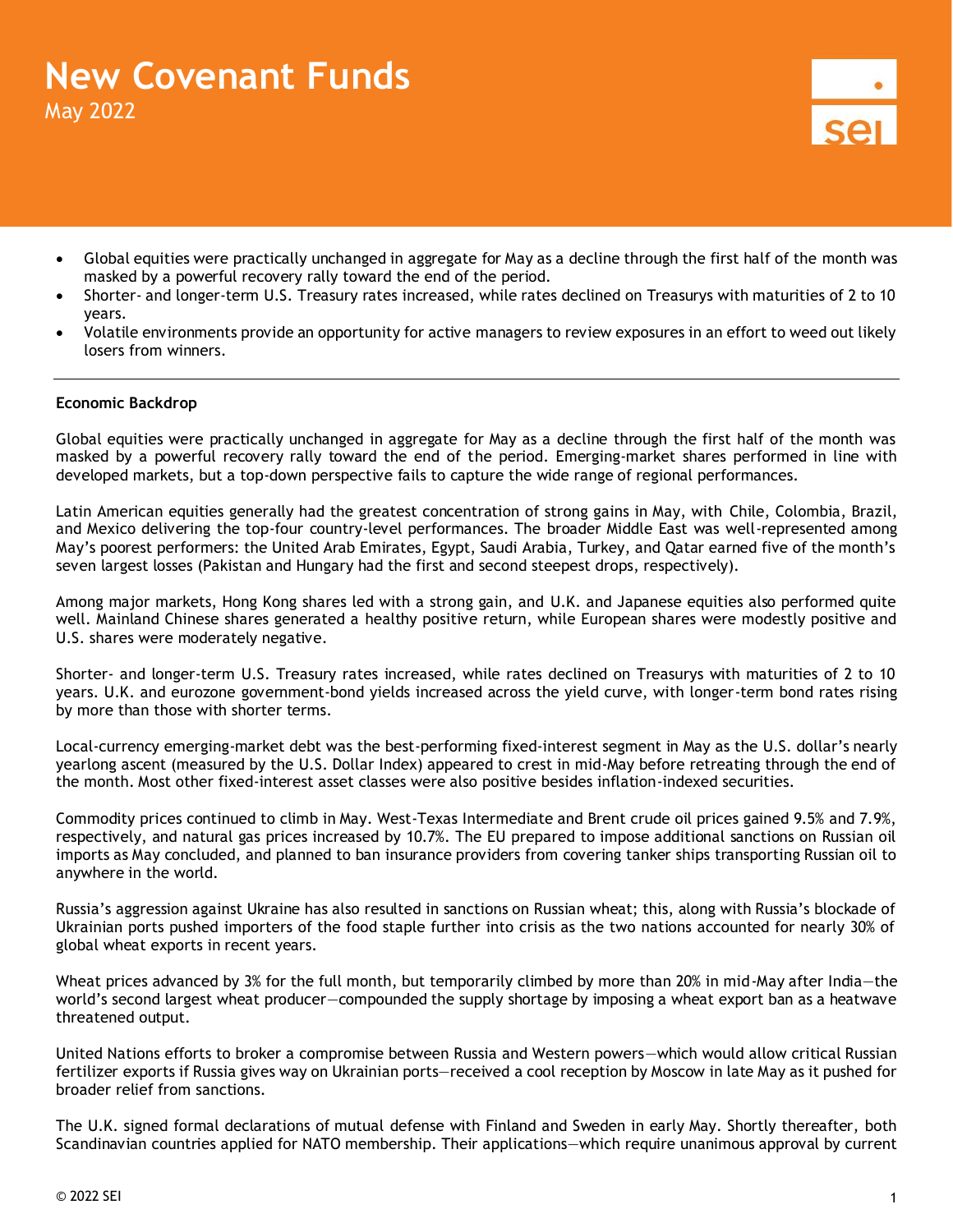# New Covenant Funds

May 2022

- Global equities were practically unchanged in aggregate for May as a decline through the first half of the month was masked by a powerful recovery rally toward the end of the period.
- Shorter- and longer-term U.S. Treasury rates increased, while rates declined on Treasurys with maturities of 2 to 10 years.
- Volatile environments provide an opportunity for active managers to review exposures in an effort to weed out likely losers from winners.

---

**Economic Backdrop**

Global equities were practically unchanged in aggregate for May as a decline through the first half of the month was masked by a powerful recovery rally toward the end of the period. Emerging-market shares performed in line with developed markets, but a top-down perspective fails to capture the wide range of regional performances.

Latin American equities generally had the greatest concentration of strong gains in May, with Chile, Colombia, Brazil, and Mexico delivering the top-four country-level performances. The broader Middle East was well-represented among May's poorest performers: the United Arab Emirates, Egypt, Saudi Arabia, Turkey, and Qatar earned five of the month's seven largest losses (Pakistan and Hungary had the first and second steepest drops, respectively).

Among major markets, Hong Kong shares led with a strong gain, and U.K. and Japanese equities also performed quite well. Mainland Chinese shares generated a healthy positive return, while European shares were modestly positive and U.S. shares were moderately negative.

Shorter- and longer-term U.S. Treasury rates increased, while rates declined on Treasurys with maturities of 2 to 10 years. U.K. and eurozone government-bond yields increased across the yield curve, with longer-term bond rates rising by more than those with shorter terms.

Local-currency emerging-market debt was the best-performing fixed-interest segment in May as the U.S. dollar's nearly yearlong ascent (measured by the U.S. Dollar Index) appeared to crest in mid-May before retreating through the end of the month. Most other fixed-interest asset classes were also positive besides inflation-indexed securities.

Commodity prices continued to climb in May. West-Texas Intermediate and Brent crude oil prices gained 9.5% and 7.9%, respectively, and natural gas prices increased by 10.7%. The EU prepared to impose additional sanctions on Russian oil imports as May concluded, and planned to ban insurance providers from covering tanker ships transporting Russian oil to anywhere in the world.

Russia's aggression against Ukraine has also resulted in sanctions on Russian wheat; this, along with Russia's blockade of Ukrainian ports pushed importers of the food staple further into crisis as the two nations accounted for nearly 30% of global wheat exports in recent years.

Wheat prices advanced by 3% for the full month, but temporarily climbed by more than 20% in mid-May after India—the world's second largest wheat producer—compounded the supply shortage by imposing a wheat export ban as a heatwave threatened output.

United Nations efforts to broker a compromise between Russia and Western powers—which would allow critical Russian fertilizer exports if Russia gives way on Ukrainian ports—received a cool reception by Moscow in late May as it pushed for broader relief from sanctions.

The U.K. signed formal declarations of mutual defense with Finland and Sweden in early May. Shortly thereafter, both Scandinavian countries applied for NATO membership. Their applications—which require unanimous approval by current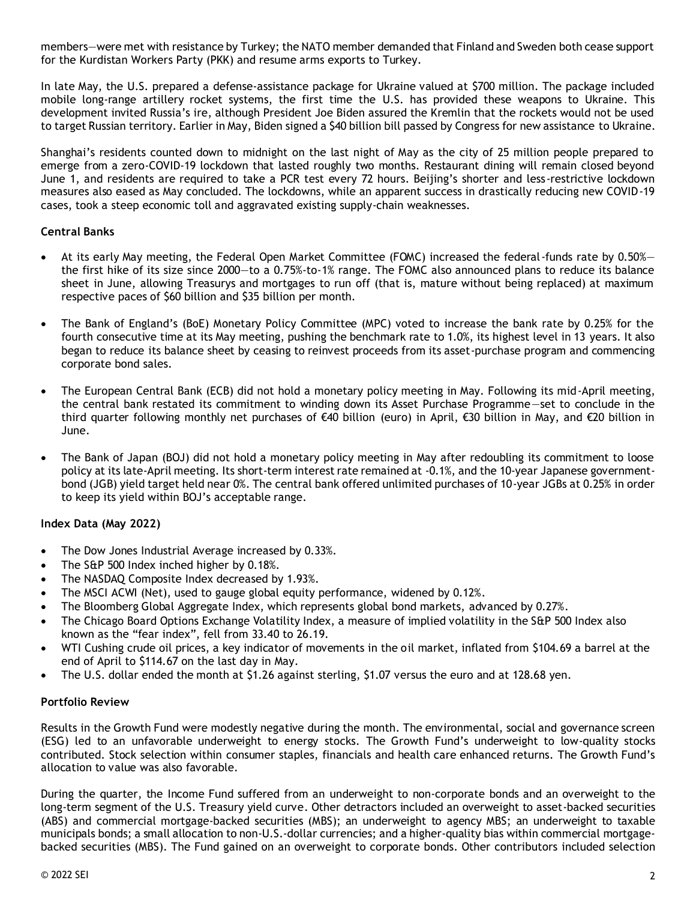members—were met with resistance by Turkey; the NATO member demanded that Finland and Sweden both cease support for the Kurdistan Workers Party (PKK) and resume arms exports to Turkey.

In late May, the U.S. prepared a defense-assistance package for Ukraine valued at $700 million. The package included mobile long-range artillery rocket systems, the first time the U.S. has provided these weapons to Ukraine. This development invited Russia's ire, although President Joe Biden assured the Kremlin that the rockets would not be used to target Russian territory. Earlier in May, Biden signed a $40 billion bill passed by Congress for new assistance to Ukraine.

Shanghai's residents counted down to midnight on the last night of May as the city of 25 million people prepared to emerge from a zero-COVID-19 lockdown that lasted roughly two months. Restaurant dining will remain closed beyond June 1, and residents are required to take a PCR test every 72 hours. Beijing's shorter and less-restrictive lockdown measures also eased as May concluded. The lockdowns, while an apparent success in drastically reducing new COVID-19 cases, took a steep economic toll and aggravated existing supply-chain weaknesses.

**Central Banks**

- At its early May meeting, the Federal Open Market Committee (FOMC) increased the federal-funds rate by 0.50%—the first hike of its size since 2000—to a 0.75%-to-1% range. The FOMC also announced plans to reduce its balance sheet in June, allowing Treasurys and mortgages to run off (that is, mature without being replaced) at maximum respective paces of $60 billion and $35 billion per month.
- The Bank of England's (BoE) Monetary Policy Committee (MPC) voted to increase the bank rate by 0.25% for the fourth consecutive time at its May meeting, pushing the benchmark rate to 1.0%, its highest level in 13 years. It also began to reduce its balance sheet by ceasing to reinvest proceeds from its asset-purchase program and commencing corporate bond sales.
- The European Central Bank (ECB) did not hold a monetary policy meeting in May. Following its mid-April meeting, the central bank restated its commitment to winding down its Asset Purchase Programme—set to conclude in the third quarter following monthly net purchases of €40 billion (euro) in April, €30 billion in May, and €20 billion in June.
- The Bank of Japan (BOJ) did not hold a monetary policy meeting in May after redoubling its commitment to loose policy at its late-April meeting. Its short-term interest rate remained at -0.1%, and the 10-year Japanese government-bond (JGB) yield target held near 0%. The central bank offered unlimited purchases of 10-year JGBs at 0.25% in order to keep its yield within BOJ's acceptable range.

**Index Data (May 2022)**

- The Dow Jones Industrial Average increased by 0.33%.
- The S&P 500 Index inched higher by 0.18%.
- The NASDAQ Composite Index decreased by 1.93%.
- The MSCI ACWI (Net), used to gauge global equity performance, widened by 0.12%.
- The Bloomberg Global Aggregate Index, which represents global bond markets, advanced by 0.27%.
- The Chicago Board Options Exchange Volatility Index, a measure of implied volatility in the S&P 500 Index also known as the "fear index", fell from 33.40 to 26.19.
- WTI Cushing crude oil prices, a key indicator of movements in the oil market, inflated from $104.69 a barrel at the end of April to $114.67 on the last day in May.
- The U.S. dollar ended the month at $1.26 against sterling, $1.07 versus the euro and at 128.68 yen.

**Portfolio Review**

Results in the Growth Fund were modestly negative during the month. The environmental, social and governance screen (ESG) led to an unfavorable underweight to energy stocks. The Growth Fund's underweight to low-quality stocks contributed. Stock selection within consumer staples, financials and health care enhanced returns. The Growth Fund's allocation to value was also favorable.

During the quarter, the Income Fund suffered from an underweight to non-corporate bonds and an overweight to the long-term segment of the U.S. Treasury yield curve. Other detractors included an overweight to asset-backed securities (ABS) and commercial mortgage-backed securities (MBS); an underweight to agency MBS; an underweight to taxable municipals bonds; a small allocation to non-U.S.-dollar currencies; and a higher-quality bias within commercial mortgage-backed securities (MBS). The Fund gained on an overweight to corporate bonds. Other contributors included selection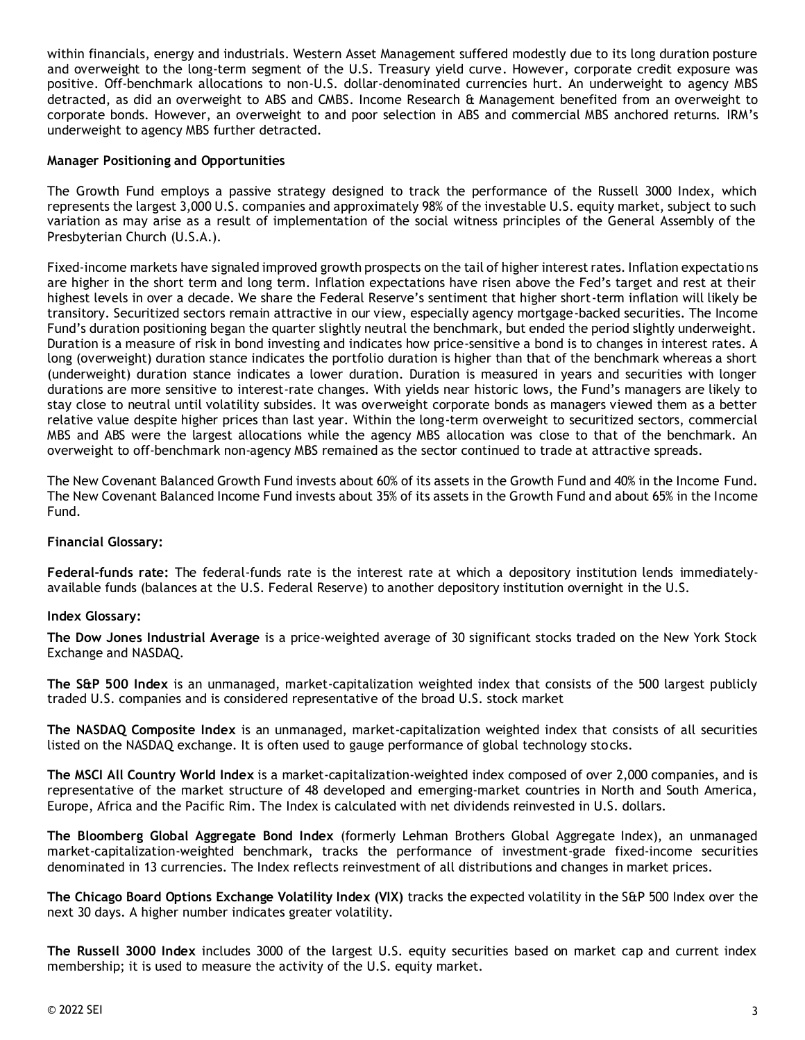within financials, energy and industrials. Western Asset Management suffered modestly due to its long duration posture and overweight to the long-term segment of the U.S. Treasury yield curve. However, corporate credit exposure was positive. Off-benchmark allocations to non-U.S. dollar-denominated currencies hurt. An underweight to agency MBS detracted, as did an overweight to ABS and CMBS. Income Research & Management benefited from an overweight to corporate bonds. However, an overweight to and poor selection in ABS and commercial MBS anchored returns. IRM's underweight to agency MBS further detracted.

**Manager Positioning and Opportunities**

The Growth Fund employs a passive strategy designed to track the performance of the Russell 3000 Index, which represents the largest 3,000 U.S. companies and approximately 98% of the investable U.S. equity market, subject to such variation as may arise as a result of implementation of the social witness principles of the General Assembly of the Presbyterian Church (U.S.A.).

Fixed-income markets have signaled improved growth prospects on the tail of higher interest rates. Inflation expectations are higher in the short term and long term. Inflation expectations have risen above the Fed's target and rest at their highest levels in over a decade. We share the Federal Reserve's sentiment that higher short-term inflation will likely be transitory. Securitized sectors remain attractive in our view, especially agency mortgage-backed securities. The Income Fund's duration positioning began the quarter slightly neutral the benchmark, but ended the period slightly underweight. Duration is a measure of risk in bond investing and indicates how price-sensitive a bond is to changes in interest rates. A long (overweight) duration stance indicates the portfolio duration is higher than that of the benchmark whereas a short (underweight) duration stance indicates a lower duration. Duration is measured in years and securities with longer durations are more sensitive to interest-rate changes. With yields near historic lows, the Fund's managers are likely to stay close to neutral until volatility subsides. It was overweight corporate bonds as managers viewed them as a better relative value despite higher prices than last year. Within the long-term overweight to securitized sectors, commercial MBS and ABS were the largest allocations while the agency MBS allocation was close to that of the benchmark. An overweight to off-benchmark non-agency MBS remained as the sector continued to trade at attractive spreads.

The New Covenant Balanced Growth Fund invests about 60% of its assets in the Growth Fund and 40% in the Income Fund. The New Covenant Balanced Income Fund invests about 35% of its assets in the Growth Fund and about 65% in the Income Fund.

**Financial Glossary:**

**Federal-funds rate:** The federal-funds rate is the interest rate at which a depository institution lends immediately-available funds (balances at the U.S. Federal Reserve) to another depository institution overnight in the U.S.

**Index Glossary:**

**The Dow Jones Industrial Average** is a price-weighted average of 30 significant stocks traded on the New York Stock Exchange and NASDAQ.

**The S&P 500 Index** is an unmanaged, market-capitalization weighted index that consists of the 500 largest publicly traded U.S. companies and is considered representative of the broad U.S. stock market

**The NASDAQ Composite Index** is an unmanaged, market-capitalization weighted index that consists of all securities listed on the NASDAQ exchange. It is often used to gauge performance of global technology stocks.

**The MSCI All Country World Index** is a market-capitalization-weighted index composed of over 2,000 companies, and is representative of the market structure of 48 developed and emerging-market countries in North and South America, Europe, Africa and the Pacific Rim. The Index is calculated with net dividends reinvested in U.S. dollars.

**The Bloomberg Global Aggregate Bond Index** (formerly Lehman Brothers Global Aggregate Index), an unmanaged market-capitalization-weighted benchmark, tracks the performance of investment-grade fixed-income securities denominated in 13 currencies. The Index reflects reinvestment of all distributions and changes in market prices.

**The Chicago Board Options Exchange Volatility Index (VIX)** tracks the expected volatility in the S&P 500 Index over the next 30 days. A higher number indicates greater volatility.

**The Russell 3000 Index** includes 3000 of the largest U.S. equity securities based on market cap and current index membership; it is used to measure the activity of the U.S. equity market.

© 2022 SEI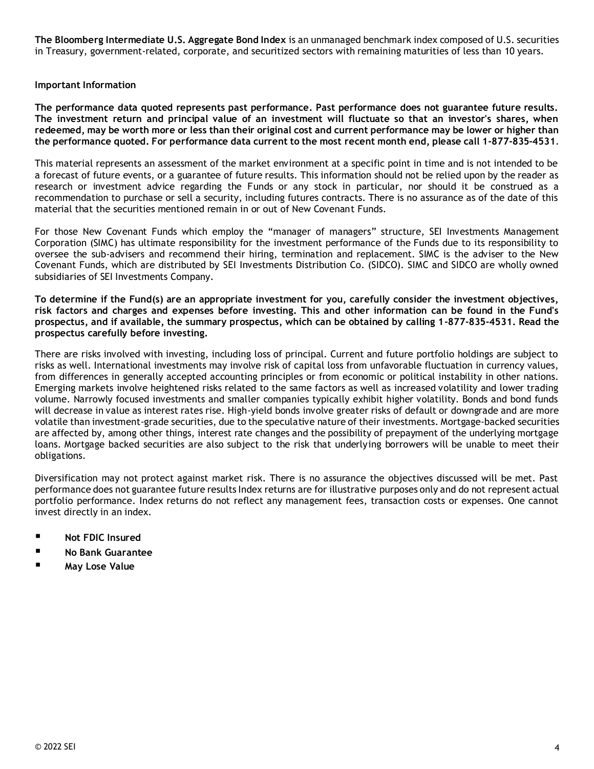**The Bloomberg Intermediate U.S. Aggregate Bond Index** is an unmanaged benchmark index composed of U.S. securities in Treasury, government-related, corporate, and securitized sectors with remaining maturities of less than 10 years.

**Important Information**

**The performance data quoted represents past performance. Past performance does not guarantee future results. The investment return and principal value of an investment will fluctuate so that an investor's shares, when redeemed, may be worth more or less than their original cost and current performance may be lower or higher than the performance quoted. For performance data current to the most recent month end, please call 1-877-835-4531**.

This material represents an assessment of the market environment at a specific point in time and is not intended to be a forecast of future events, or a guarantee of future results. This information should not be relied upon by the reader as research or investment advice regarding the Funds or any stock in particular, nor should it be construed as a recommendation to purchase or sell a security, including futures contracts. There is no assurance as of the date of this material that the securities mentioned remain in or out of New Covenant Funds.

For those New Covenant Funds which employ the "manager of managers" structure, SEI Investments Management Corporation (SIMC) has ultimate responsibility for the investment performance of the Funds due to its responsibility to oversee the sub-advisers and recommend their hiring, termination and replacement. SIMC is the adviser to the New Covenant Funds, which are distributed by SEI Investments Distribution Co. (SIDCO). SIMC and SIDCO are wholly owned subsidiaries of SEI Investments Company.

**To determine if the Fund(s) are an appropriate investment for you, carefully consider the investment objectives, risk factors and charges and expenses before investing. This and other information can be found in the Fund's prospectus, and if available, the summary prospectus, which can be obtained by calling 1-877-835-4531. Read the prospectus carefully before investing.**

There are risks involved with investing, including loss of principal. Current and future portfolio holdings are subject to risks as well. International investments may involve risk of capital loss from unfavorable fluctuation in currency values, from differences in generally accepted accounting principles or from economic or political instability in other nations. Emerging markets involve heightened risks related to the same factors as well as increased volatility and lower trading volume. Narrowly focused investments and smaller companies typically exhibit higher volatility. Bonds and bond funds will decrease in value as interest rates rise. High-yield bonds involve greater risks of default or downgrade and are more volatile than investment-grade securities, due to the speculative nature of their investments. Mortgage-backed securities are affected by, among other things, interest rate changes and the possibility of prepayment of the underlying mortgage loans. Mortgage backed securities are also subject to the risk that underlying borrowers will be unable to meet their obligations.

Diversification may not protect against market risk. There is no assurance the objectives discussed will be met. Past performance does not guarantee future results Index returns are for illustrative purposes only and do not represent actual portfolio performance. Index returns do not reflect any management fees, transaction costs or expenses. One cannot invest directly in an index.

- **Not FDIC Insured**
- **No Bank Guarantee**
- **May Lose Value**

© 2022 SEI